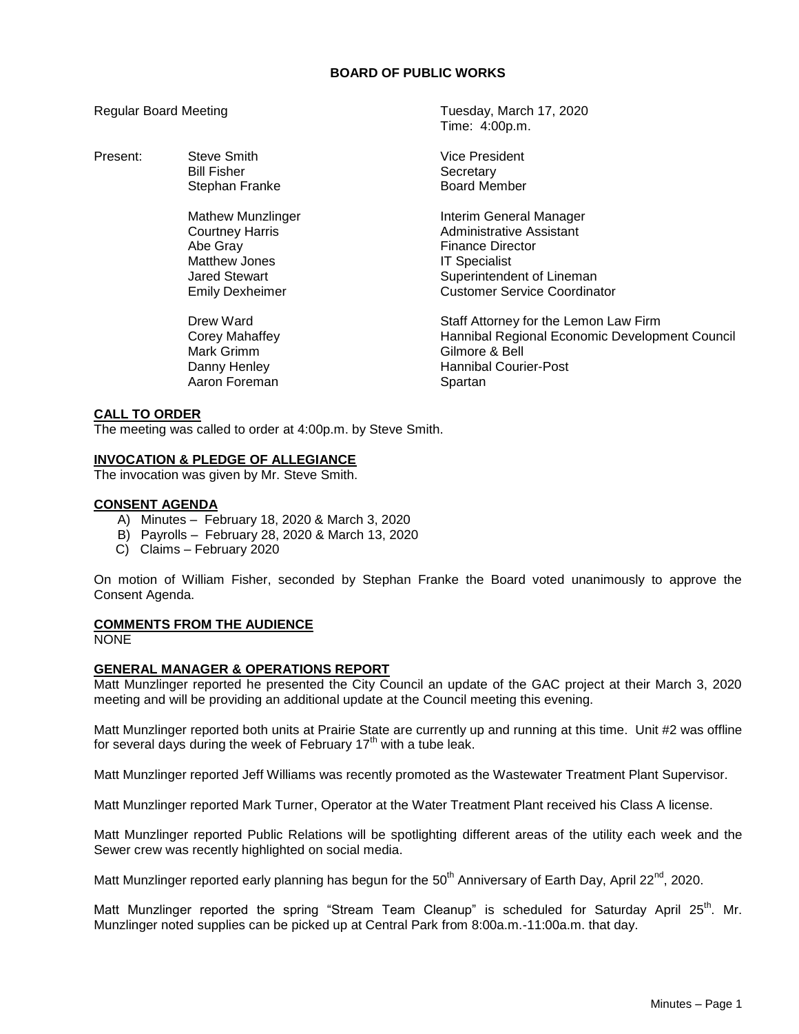# BOARD OF PUBLIC WORKS

Regular Board Meeting — Tuesday, March 17, 2020
Time: 4:00p.m.

Present:

| | |
|---|---|
| Steve Smith | Vice President |
| Bill Fisher | Secretary |
| Stephan Franke | Board Member |
| Mathew Munzlinger | Interim General Manager |
| Courtney Harris | Administrative Assistant |
| Abe Gray | Finance Director |
| Matthew Jones | IT Specialist |
| Jared Stewart | Superintendent of Lineman |
| Emily Dexheimer | Customer Service Coordinator |
| Drew Ward | Staff Attorney for the Lemon Law Firm |
| Corey Mahaffey | Hannibal Regional Economic Development Council |
| Mark Grimm | Gilmore & Bell |
| Danny Henley | Hannibal Courier-Post |
| Aaron Foreman | Spartan |

## CALL TO ORDER

The meeting was called to order at 4:00p.m. by Steve Smith.

## INVOCATION & PLEDGE OF ALLEGIANCE

The invocation was given by Mr. Steve Smith.

## CONSENT AGENDA

A) Minutes – February 18, 2020 & March 3, 2020
B) Payrolls – February 28, 2020 & March 13, 2020
C) Claims – February 2020

On motion of William Fisher, seconded by Stephan Franke the Board voted unanimously to approve the Consent Agenda.

## COMMENTS FROM THE AUDIENCE

NONE

## GENERAL MANAGER & OPERATIONS REPORT

Matt Munzlinger reported he presented the City Council an update of the GAC project at their March 3, 2020 meeting and will be providing an additional update at the Council meeting this evening.

Matt Munzlinger reported both units at Prairie State are currently up and running at this time. Unit #2 was offline for several days during the week of February 17th with a tube leak.

Matt Munzlinger reported Jeff Williams was recently promoted as the Wastewater Treatment Plant Supervisor.

Matt Munzlinger reported Mark Turner, Operator at the Water Treatment Plant received his Class A license.

Matt Munzlinger reported Public Relations will be spotlighting different areas of the utility each week and the Sewer crew was recently highlighted on social media.

Matt Munzlinger reported early planning has begun for the 50th Anniversary of Earth Day, April 22nd, 2020.

Matt Munzlinger reported the spring "Stream Team Cleanup" is scheduled for Saturday April 25th. Mr. Munzlinger noted supplies can be picked up at Central Park from 8:00a.m.-11:00a.m. that day.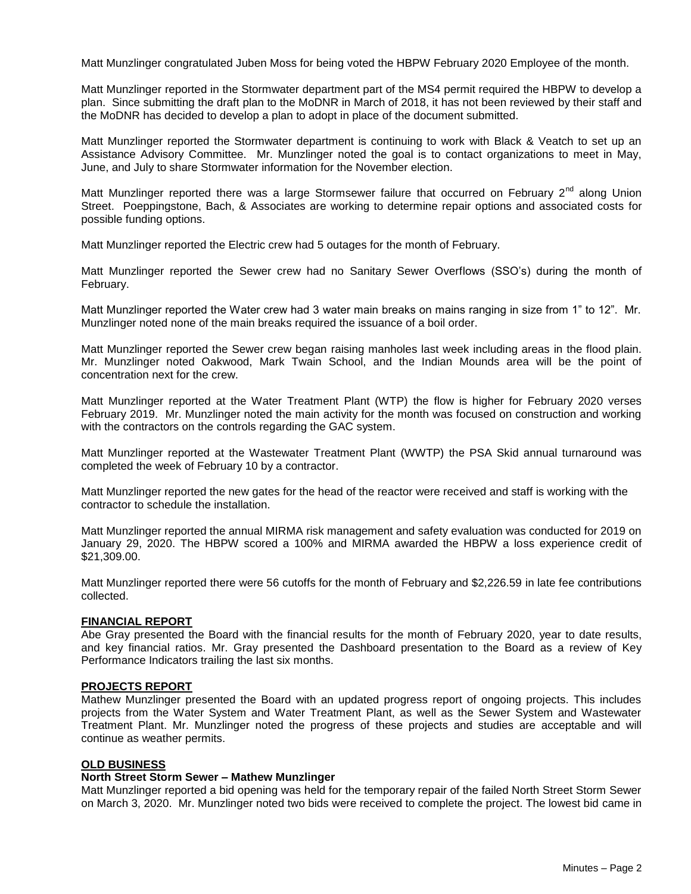Matt Munzlinger congratulated Juben Moss for being voted the HBPW February 2020 Employee of the month.

Matt Munzlinger reported in the Stormwater department part of the MS4 permit required the HBPW to develop a plan. Since submitting the draft plan to the MoDNR in March of 2018, it has not been reviewed by their staff and the MoDNR has decided to develop a plan to adopt in place of the document submitted.

Matt Munzlinger reported the Stormwater department is continuing to work with Black & Veatch to set up an Assistance Advisory Committee. Mr. Munzlinger noted the goal is to contact organizations to meet in May, June, and July to share Stormwater information for the November election.

Matt Munzlinger reported there was a large Stormsewer failure that occurred on February 2nd along Union Street. Poeppingstone, Bach, & Associates are working to determine repair options and associated costs for possible funding options.

Matt Munzlinger reported the Electric crew had 5 outages for the month of February.

Matt Munzlinger reported the Sewer crew had no Sanitary Sewer Overflows (SSO's) during the month of February.

Matt Munzlinger reported the Water crew had 3 water main breaks on mains ranging in size from 1" to 12". Mr. Munzlinger noted none of the main breaks required the issuance of a boil order.

Matt Munzlinger reported the Sewer crew began raising manholes last week including areas in the flood plain. Mr. Munzlinger noted Oakwood, Mark Twain School, and the Indian Mounds area will be the point of concentration next for the crew.

Matt Munzlinger reported at the Water Treatment Plant (WTP) the flow is higher for February 2020 verses February 2019. Mr. Munzlinger noted the main activity for the month was focused on construction and working with the contractors on the controls regarding the GAC system.

Matt Munzlinger reported at the Wastewater Treatment Plant (WWTP) the PSA Skid annual turnaround was completed the week of February 10 by a contractor.

Matt Munzlinger reported the new gates for the head of the reactor were received and staff is working with the contractor to schedule the installation.

Matt Munzlinger reported the annual MIRMA risk management and safety evaluation was conducted for 2019 on January 29, 2020. The HBPW scored a 100% and MIRMA awarded the HBPW a loss experience credit of $21,309.00.

Matt Munzlinger reported there were 56 cutoffs for the month of February and $2,226.59 in late fee contributions collected.

**FINANCIAL REPORT**

Abe Gray presented the Board with the financial results for the month of February 2020, year to date results, and key financial ratios. Mr. Gray presented the Dashboard presentation to the Board as a review of Key Performance Indicators trailing the last six months.

**PROJECTS REPORT**

Mathew Munzlinger presented the Board with an updated progress report of ongoing projects. This includes projects from the Water System and Water Treatment Plant, as well as the Sewer System and Wastewater Treatment Plant. Mr. Munzlinger noted the progress of these projects and studies are acceptable and will continue as weather permits.

**OLD BUSINESS**

**North Street Storm Sewer – Mathew Munzlinger**

Matt Munzlinger reported a bid opening was held for the temporary repair of the failed North Street Storm Sewer on March 3, 2020. Mr. Munzlinger noted two bids were received to complete the project. The lowest bid came in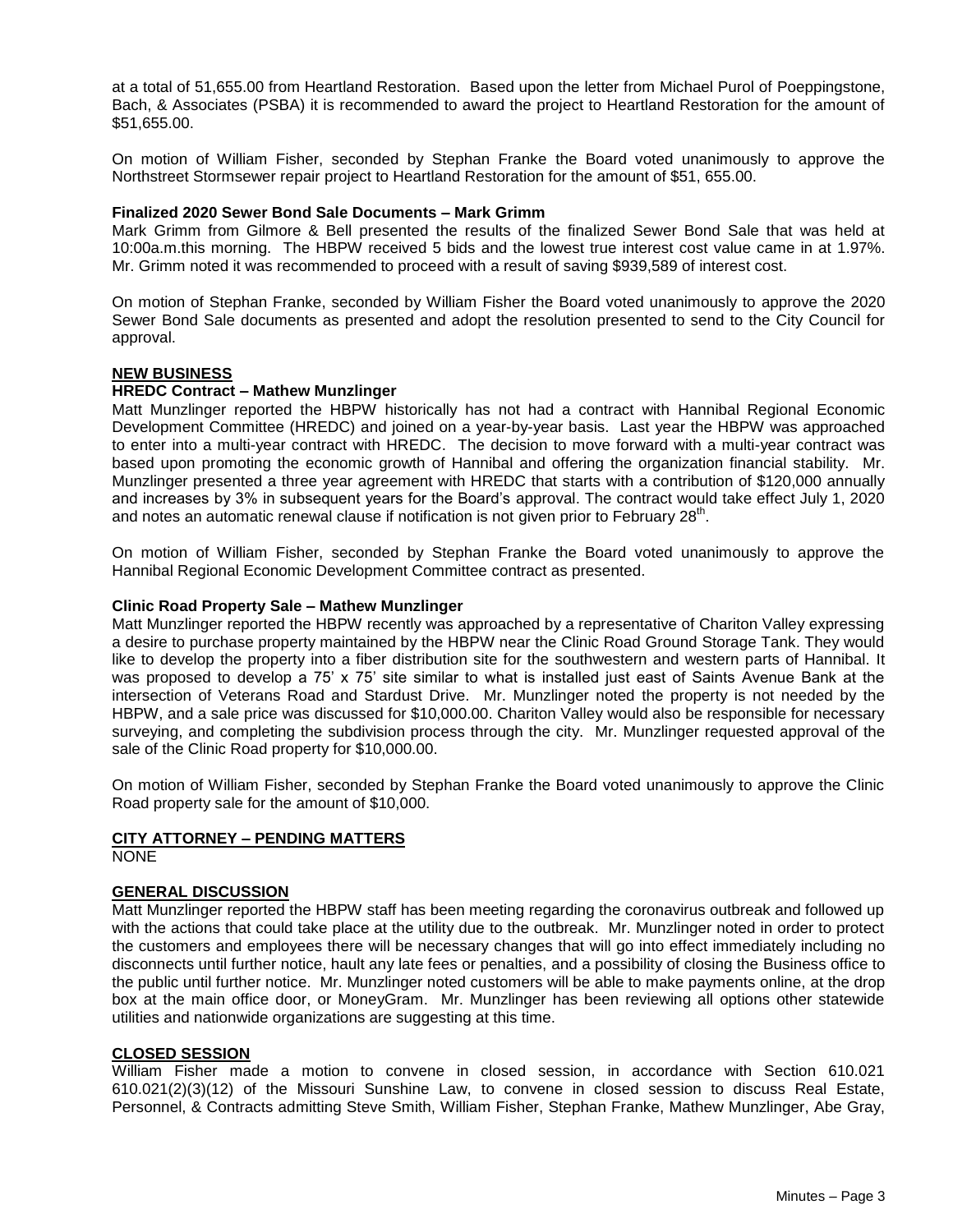at a total of 51,655.00 from Heartland Restoration. Based upon the letter from Michael Purol of Poeppingstone, Bach, & Associates (PSBA) it is recommended to award the project to Heartland Restoration for the amount of $51,655.00.

On motion of William Fisher, seconded by Stephan Franke the Board voted unanimously to approve the Northstreet Stormsewer repair project to Heartland Restoration for the amount of $51, 655.00.

**Finalized 2020 Sewer Bond Sale Documents – Mark Grimm**

Mark Grimm from Gilmore & Bell presented the results of the finalized Sewer Bond Sale that was held at 10:00a.m.this morning. The HBPW received 5 bids and the lowest true interest cost value came in at 1.97%. Mr. Grimm noted it was recommended to proceed with a result of saving $939,589 of interest cost.

On motion of Stephan Franke, seconded by William Fisher the Board voted unanimously to approve the 2020 Sewer Bond Sale documents as presented and adopt the resolution presented to send to the City Council for approval.

## NEW BUSINESS

**HREDC Contract – Mathew Munzlinger**

Matt Munzlinger reported the HBPW historically has not had a contract with Hannibal Regional Economic Development Committee (HREDC) and joined on a year-by-year basis. Last year the HBPW was approached to enter into a multi-year contract with HREDC. The decision to move forward with a multi-year contract was based upon promoting the economic growth of Hannibal and offering the organization financial stability. Mr. Munzlinger presented a three year agreement with HREDC that starts with a contribution of $120,000 annually and increases by 3% in subsequent years for the Board's approval. The contract would take effect July 1, 2020 and notes an automatic renewal clause if notification is not given prior to February 28th.

On motion of William Fisher, seconded by Stephan Franke the Board voted unanimously to approve the Hannibal Regional Economic Development Committee contract as presented.

**Clinic Road Property Sale – Mathew Munzlinger**

Matt Munzlinger reported the HBPW recently was approached by a representative of Chariton Valley expressing a desire to purchase property maintained by the HBPW near the Clinic Road Ground Storage Tank. They would like to develop the property into a fiber distribution site for the southwestern and western parts of Hannibal. It was proposed to develop a 75' x 75' site similar to what is installed just east of Saints Avenue Bank at the intersection of Veterans Road and Stardust Drive. Mr. Munzlinger noted the property is not needed by the HBPW, and a sale price was discussed for $10,000.00. Chariton Valley would also be responsible for necessary surveying, and completing the subdivision process through the city. Mr. Munzlinger requested approval of the sale of the Clinic Road property for $10,000.00.

On motion of William Fisher, seconded by Stephan Franke the Board voted unanimously to approve the Clinic Road property sale for the amount of $10,000.

## CITY ATTORNEY – PENDING MATTERS

NONE

## GENERAL DISCUSSION

Matt Munzlinger reported the HBPW staff has been meeting regarding the coronavirus outbreak and followed up with the actions that could take place at the utility due to the outbreak. Mr. Munzlinger noted in order to protect the customers and employees there will be necessary changes that will go into effect immediately including no disconnects until further notice, hault any late fees or penalties, and a possibility of closing the Business office to the public until further notice. Mr. Munzlinger noted customers will be able to make payments online, at the drop box at the main office door, or MoneyGram. Mr. Munzlinger has been reviewing all options other statewide utilities and nationwide organizations are suggesting at this time.

## CLOSED SESSION

William Fisher made a motion to convene in closed session, in accordance with Section 610.021 610.021(2)(3)(12) of the Missouri Sunshine Law, to convene in closed session to discuss Real Estate, Personnel, & Contracts admitting Steve Smith, William Fisher, Stephan Franke, Mathew Munzlinger, Abe Gray,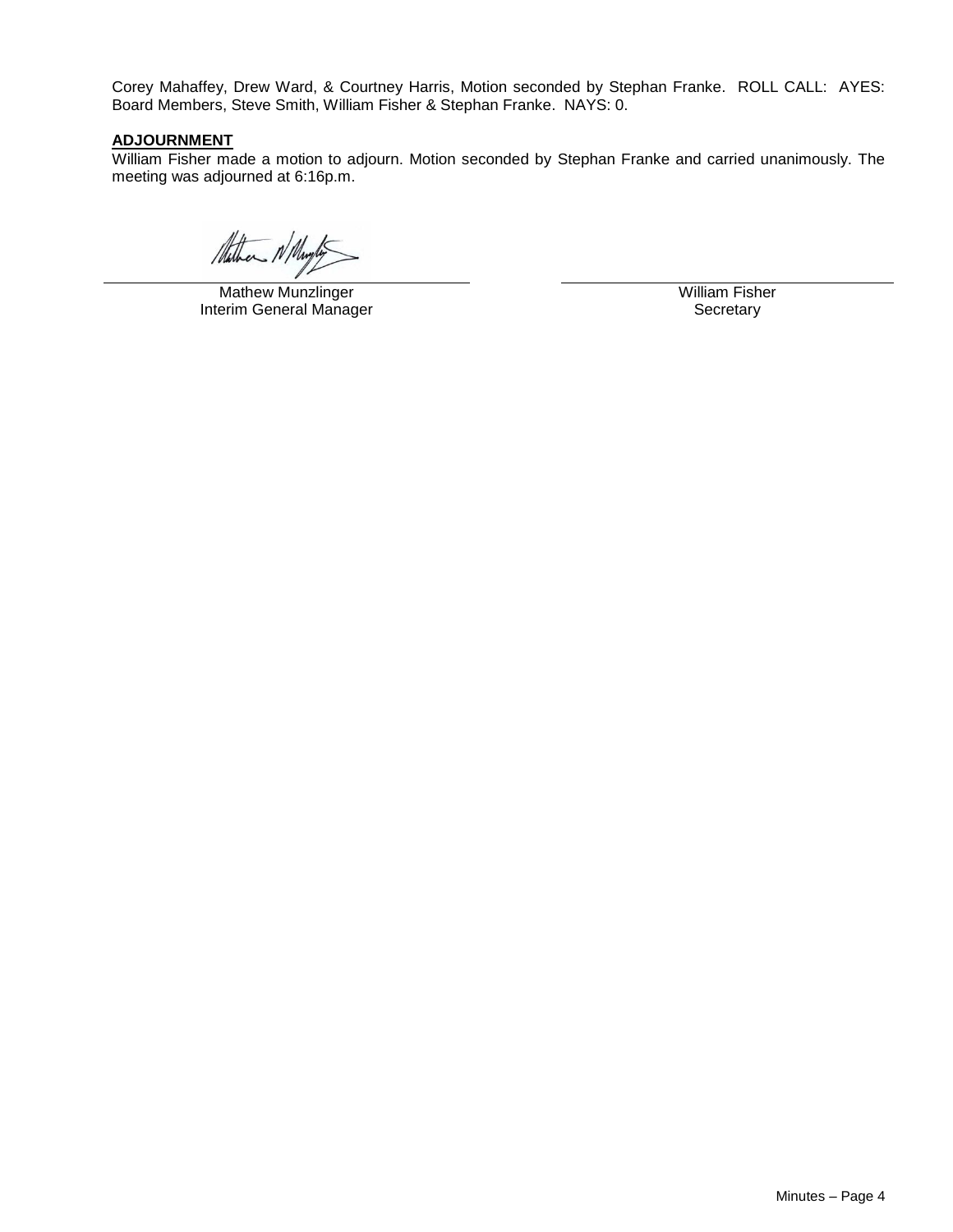Corey Mahaffey, Drew Ward, & Courtney Harris, Motion seconded by Stephan Franke. ROLL CALL: AYES: Board Members, Steve Smith, William Fisher & Stephan Franke. NAYS: 0.

**ADJOURNMENT**

William Fisher made a motion to adjourn. Motion seconded by Stephan Franke and carried unanimously. The meeting was adjourned at 6:16p.m.

Mathew Munzlinger
Interim General Manager

William Fisher
Secretary